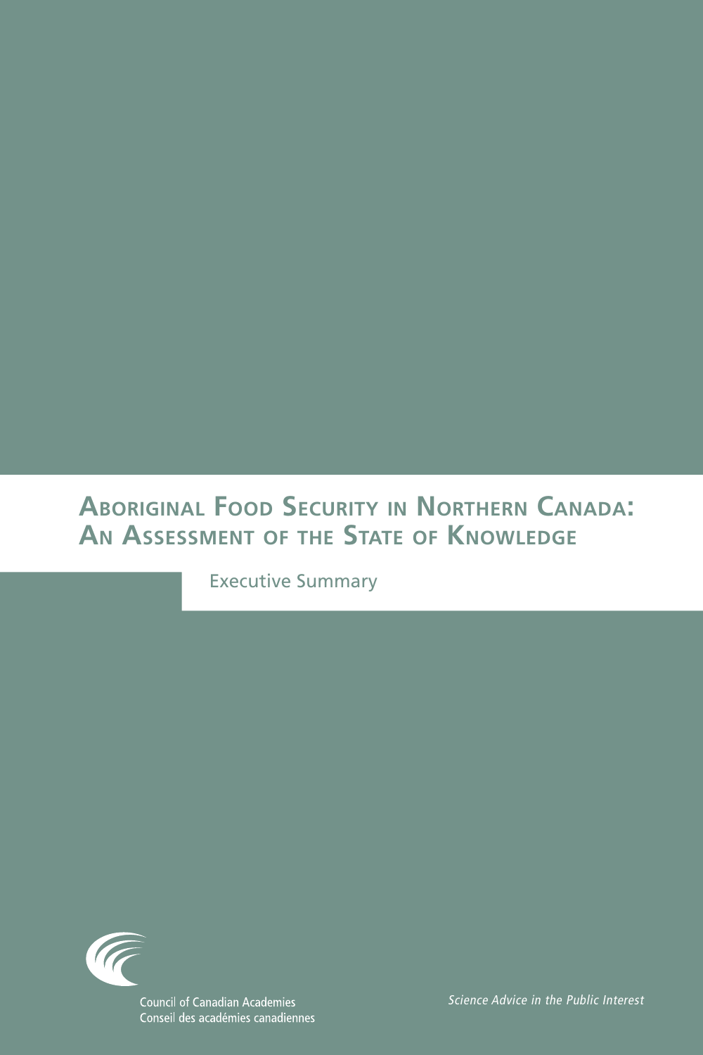# Aboriginal Food Security in Northern Canada: An Assessment of the State of Knowledge

Executive Summary

Council of Canadian Academies
Conseil des académies canadiennes

*Science Advice in the Public Interest*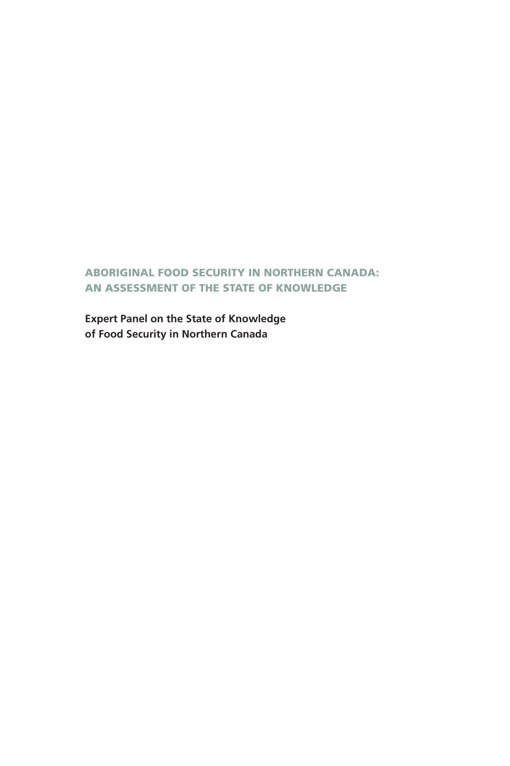# ABORIGINAL FOOD SECURITY IN NORTHERN CANADA: AN ASSESSMENT OF THE STATE OF KNOWLEDGE

**Expert Panel on the State of Knowledge of Food Security in Northern Canada**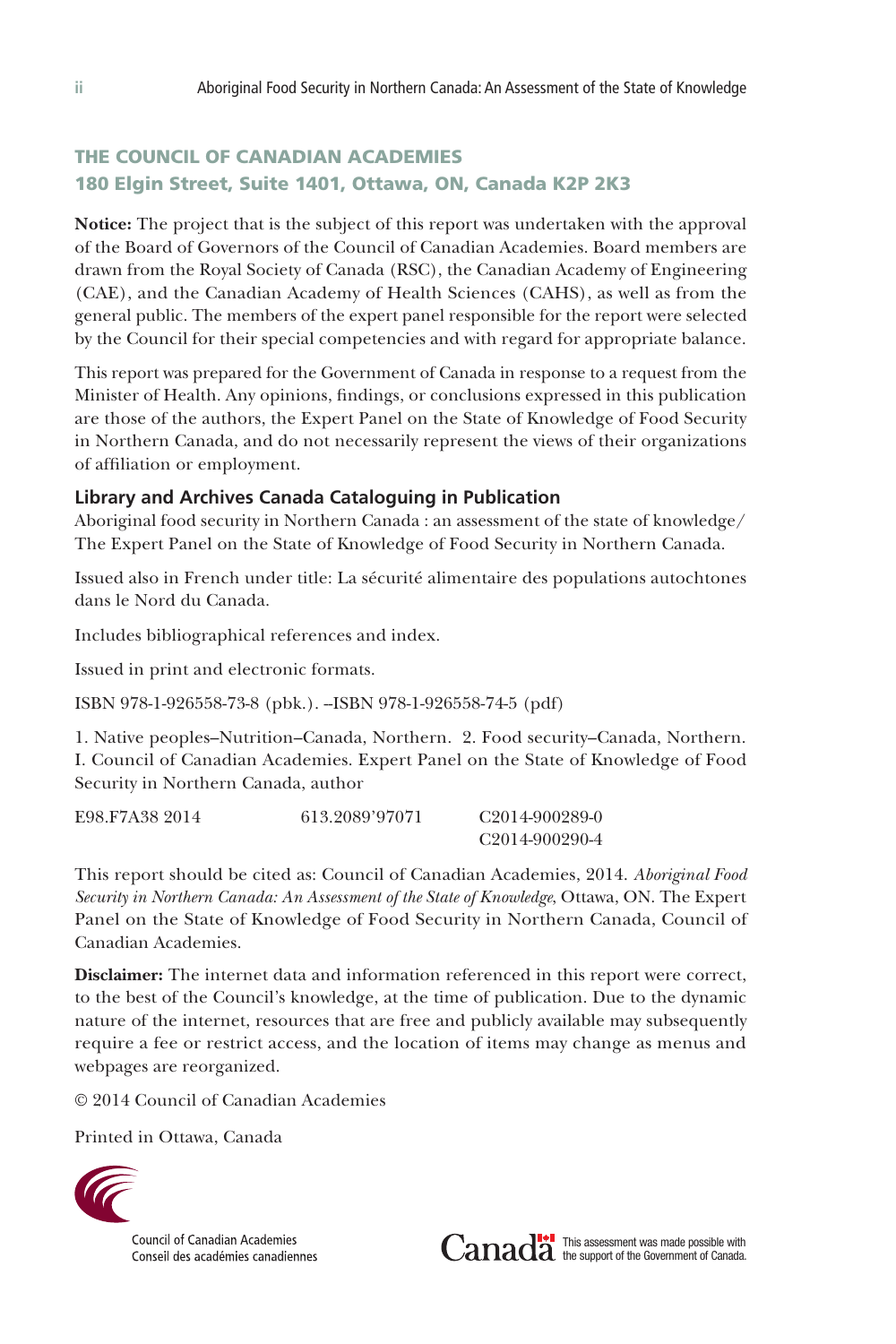## THE COUNCIL OF CANADIAN ACADEMIES
## 180 Elgin Street, Suite 1401, Ottawa, ON, Canada K2P 2K3

**Notice:** The project that is the subject of this report was undertaken with the approval of the Board of Governors of the Council of Canadian Academies. Board members are drawn from the Royal Society of Canada (RSC), the Canadian Academy of Engineering (CAE), and the Canadian Academy of Health Sciences (CAHS), as well as from the general public. The members of the expert panel responsible for the report were selected by the Council for their special competencies and with regard for appropriate balance.

This report was prepared for the Government of Canada in response to a request from the Minister of Health. Any opinions, findings, or conclusions expressed in this publication are those of the authors, the Expert Panel on the State of Knowledge of Food Security in Northern Canada, and do not necessarily represent the views of their organizations of affiliation or employment.

### Library and Archives Canada Cataloguing in Publication

Aboriginal food security in Northern Canada : an assessment of the state of knowledge/ The Expert Panel on the State of Knowledge of Food Security in Northern Canada.

Issued also in French under title: La sécurité alimentaire des populations autochtones dans le Nord du Canada.

Includes bibliographical references and index.

Issued in print and electronic formats.

ISBN 978-1-926558-73-8 (pbk.). –ISBN 978-1-926558-74-5 (pdf)

1. Native peoples–Nutrition–Canada, Northern. 2. Food security–Canada, Northern. I. Council of Canadian Academies. Expert Panel on the State of Knowledge of Food Security in Northern Canada, author

E98.F7A38 2014 613.2089'97071 C2014-900289-0
C2014-900290-4

This report should be cited as: Council of Canadian Academies, 2014. *Aboriginal Food Security in Northern Canada: An Assessment of the State of Knowledge*, Ottawa, ON. The Expert Panel on the State of Knowledge of Food Security in Northern Canada, Council of Canadian Academies.

**Disclaimer:** The internet data and information referenced in this report were correct, to the best of the Council's knowledge, at the time of publication. Due to the dynamic nature of the internet, resources that are free and publicly available may subsequently require a fee or restrict access, and the location of items may change as menus and webpages are reorganized.

© 2014 Council of Canadian Academies

Printed in Ottawa, Canada

Council of Canadian Academies
Conseil des académies canadiennes

Canada — This assessment was made possible with the support of the Government of Canada.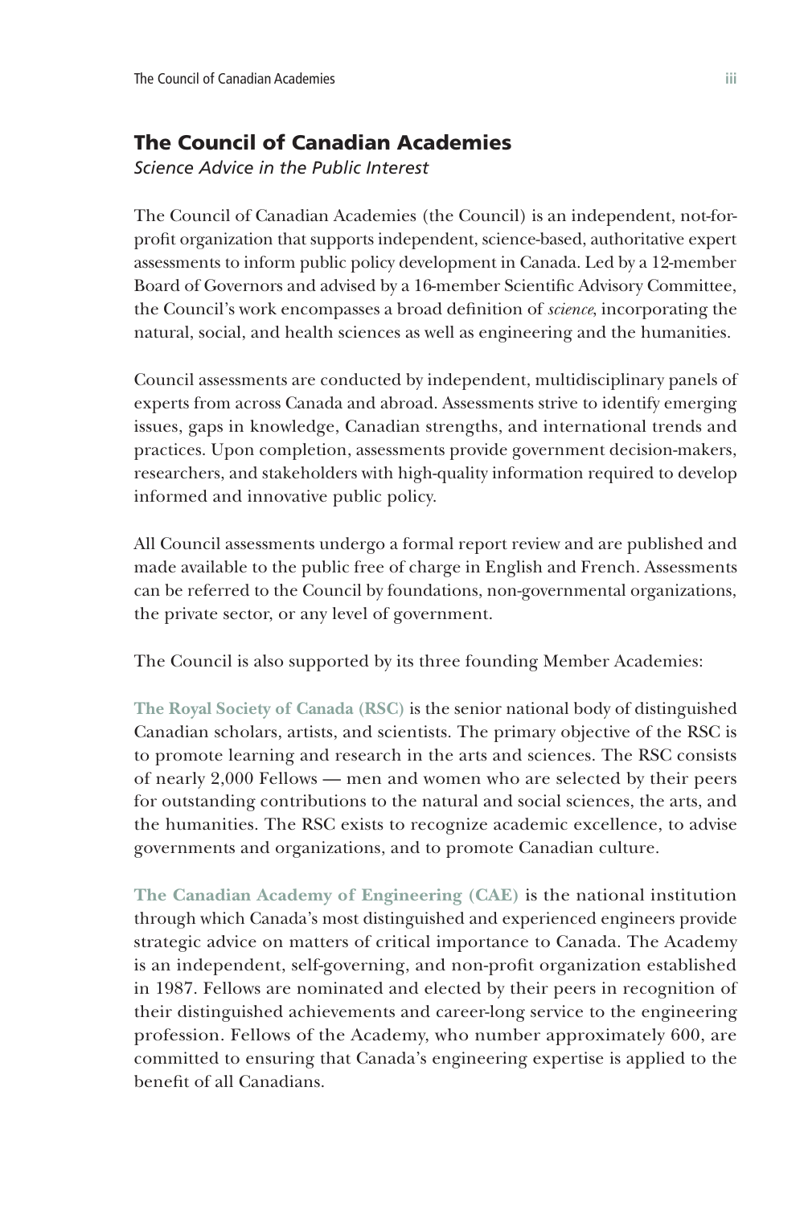## The Council of Canadian Academies

*Science Advice in the Public Interest*

The Council of Canadian Academies (the Council) is an independent, not-for-profit organization that supports independent, science-based, authoritative expert assessments to inform public policy development in Canada. Led by a 12-member Board of Governors and advised by a 16-member Scientific Advisory Committee, the Council's work encompasses a broad definition of *science*, incorporating the natural, social, and health sciences as well as engineering and the humanities.

Council assessments are conducted by independent, multidisciplinary panels of experts from across Canada and abroad. Assessments strive to identify emerging issues, gaps in knowledge, Canadian strengths, and international trends and practices. Upon completion, assessments provide government decision-makers, researchers, and stakeholders with high-quality information required to develop informed and innovative public policy.

All Council assessments undergo a formal report review and are published and made available to the public free of charge in English and French. Assessments can be referred to the Council by foundations, non-governmental organizations, the private sector, or any level of government.

The Council is also supported by its three founding Member Academies:

**The Royal Society of Canada (RSC)** is the senior national body of distinguished Canadian scholars, artists, and scientists. The primary objective of the RSC is to promote learning and research in the arts and sciences. The RSC consists of nearly 2,000 Fellows — men and women who are selected by their peers for outstanding contributions to the natural and social sciences, the arts, and the humanities. The RSC exists to recognize academic excellence, to advise governments and organizations, and to promote Canadian culture.

**The Canadian Academy of Engineering (CAE)** is the national institution through which Canada's most distinguished and experienced engineers provide strategic advice on matters of critical importance to Canada. The Academy is an independent, self-governing, and non-profit organization established in 1987. Fellows are nominated and elected by their peers in recognition of their distinguished achievements and career-long service to the engineering profession. Fellows of the Academy, who number approximately 600, are committed to ensuring that Canada's engineering expertise is applied to the benefit of all Canadians.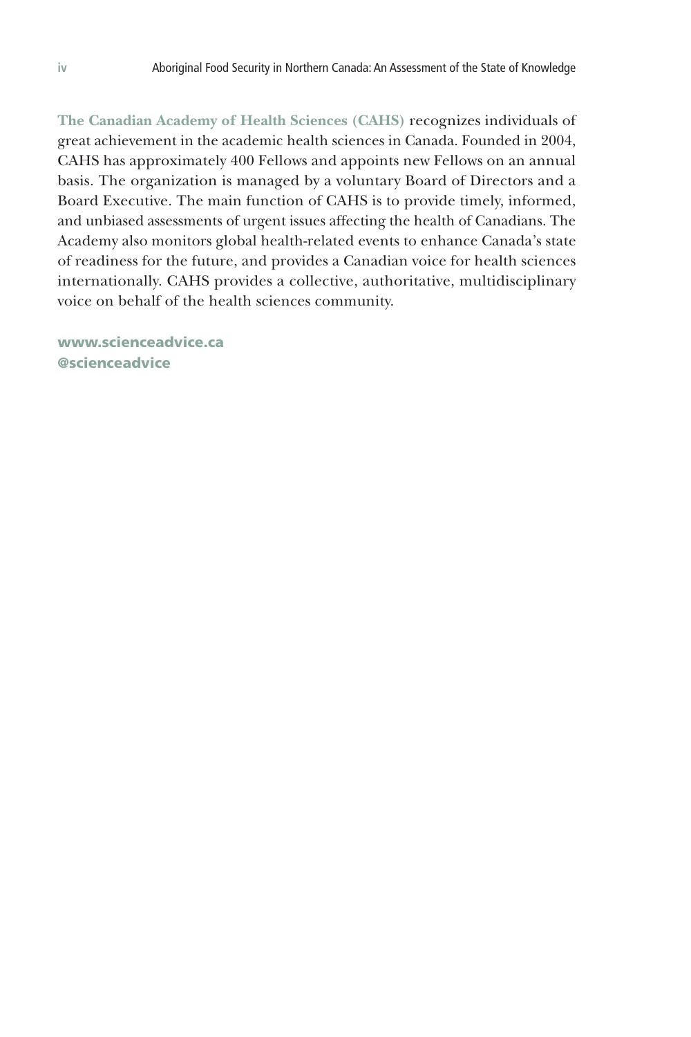**The Canadian Academy of Health Sciences (CAHS)** recognizes individuals of great achievement in the academic health sciences in Canada. Founded in 2004, CAHS has approximately 400 Fellows and appoints new Fellows on an annual basis. The organization is managed by a voluntary Board of Directors and a Board Executive. The main function of CAHS is to provide timely, informed, and unbiased assessments of urgent issues affecting the health of Canadians. The Academy also monitors global health-related events to enhance Canada's state of readiness for the future, and provides a Canadian voice for health sciences internationally. CAHS provides a collective, authoritative, multidisciplinary voice on behalf of the health sciences community.

**www.scienceadvice.ca**
**@scienceadvice**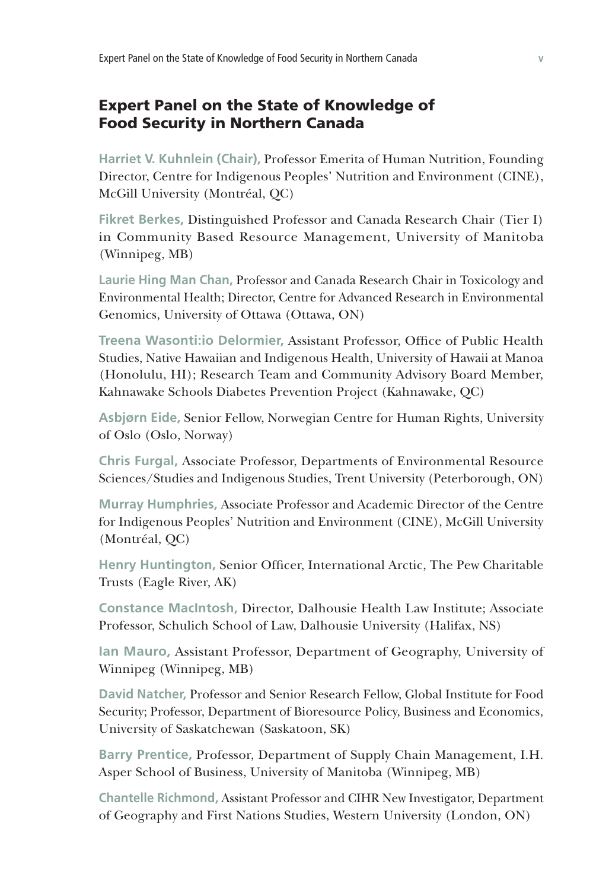## Expert Panel on the State of Knowledge of Food Security in Northern Canada

**Harriet V. Kuhnlein (Chair),** Professor Emerita of Human Nutrition, Founding Director, Centre for Indigenous Peoples' Nutrition and Environment (CINE), McGill University (Montréal, QC)

**Fikret Berkes,** Distinguished Professor and Canada Research Chair (Tier I) in Community Based Resource Management, University of Manitoba (Winnipeg, MB)

**Laurie Hing Man Chan,** Professor and Canada Research Chair in Toxicology and Environmental Health; Director, Centre for Advanced Research in Environmental Genomics, University of Ottawa (Ottawa, ON)

**Treena Wasonti:io Delormier,** Assistant Professor, Office of Public Health Studies, Native Hawaiian and Indigenous Health, University of Hawaii at Manoa (Honolulu, HI); Research Team and Community Advisory Board Member, Kahnawake Schools Diabetes Prevention Project (Kahnawake, QC)

**Asbjørn Eide,** Senior Fellow, Norwegian Centre for Human Rights, University of Oslo (Oslo, Norway)

**Chris Furgal,** Associate Professor, Departments of Environmental Resource Sciences/Studies and Indigenous Studies, Trent University (Peterborough, ON)

**Murray Humphries,** Associate Professor and Academic Director of the Centre for Indigenous Peoples' Nutrition and Environment (CINE), McGill University (Montréal, QC)

**Henry Huntington,** Senior Officer, International Arctic, The Pew Charitable Trusts (Eagle River, AK)

**Constance MacIntosh,** Director, Dalhousie Health Law Institute; Associate Professor, Schulich School of Law, Dalhousie University (Halifax, NS)

**Ian Mauro,** Assistant Professor, Department of Geography, University of Winnipeg (Winnipeg, MB)

**David Natcher,** Professor and Senior Research Fellow, Global Institute for Food Security; Professor, Department of Bioresource Policy, Business and Economics, University of Saskatchewan (Saskatoon, SK)

**Barry Prentice,** Professor, Department of Supply Chain Management, I.H. Asper School of Business, University of Manitoba (Winnipeg, MB)

**Chantelle Richmond,** Assistant Professor and CIHR New Investigator, Department of Geography and First Nations Studies, Western University (London, ON)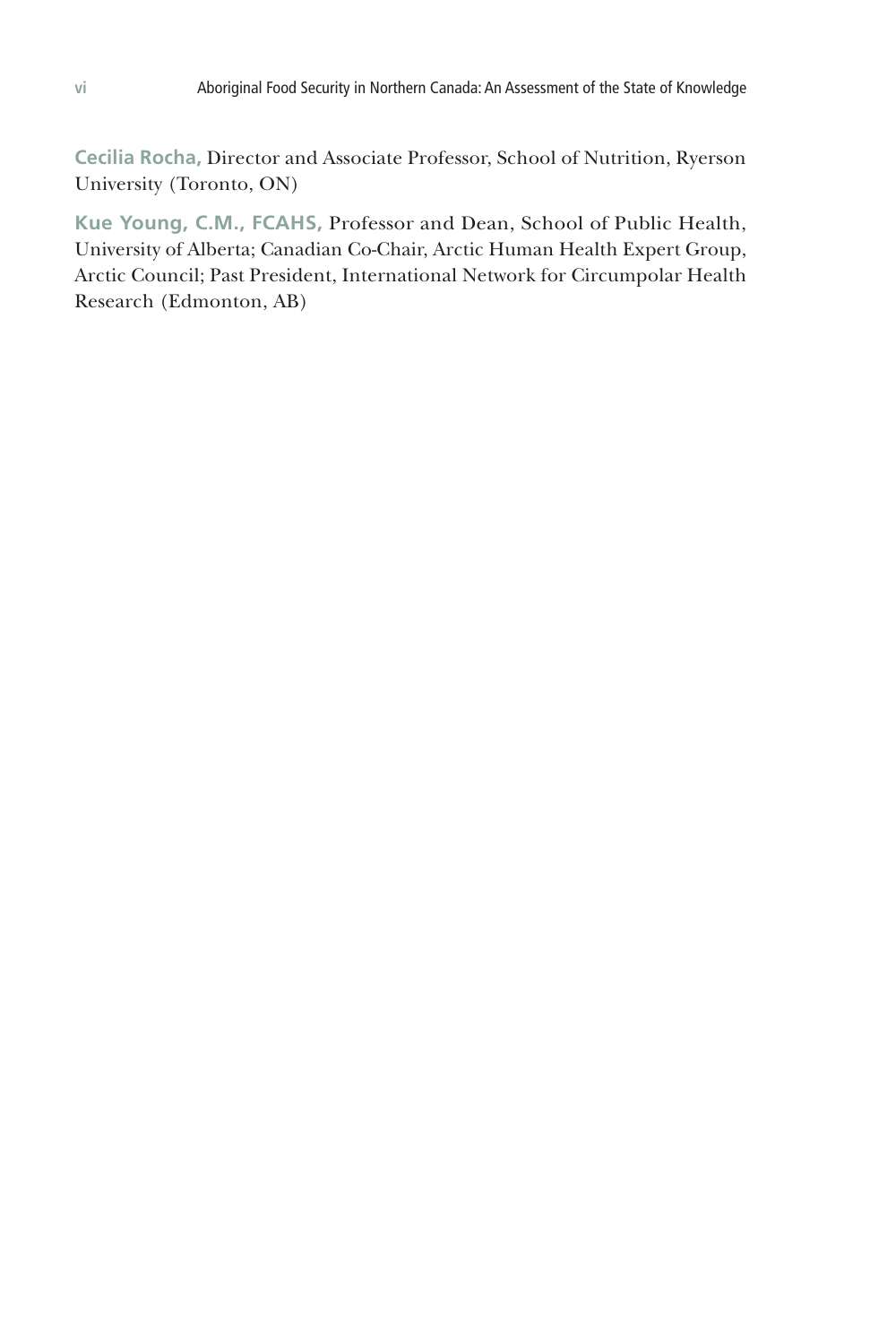**Cecilia Rocha,** Director and Associate Professor, School of Nutrition, Ryerson University (Toronto, ON)

**Kue Young, C.M., FCAHS,** Professor and Dean, School of Public Health, University of Alberta; Canadian Co-Chair, Arctic Human Health Expert Group, Arctic Council; Past President, International Network for Circumpolar Health Research (Edmonton, AB)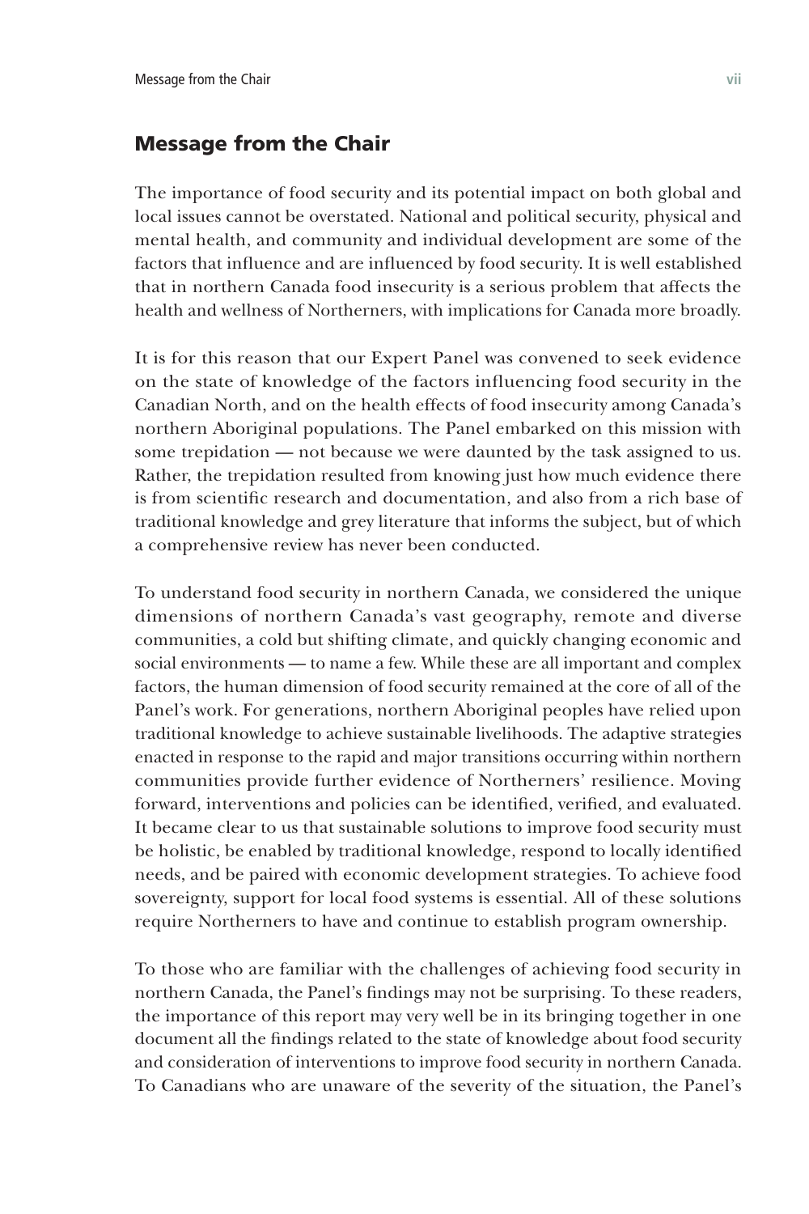## Message from the Chair

The importance of food security and its potential impact on both global and local issues cannot be overstated. National and political security, physical and mental health, and community and individual development are some of the factors that influence and are influenced by food security. It is well established that in northern Canada food insecurity is a serious problem that affects the health and wellness of Northerners, with implications for Canada more broadly.

It is for this reason that our Expert Panel was convened to seek evidence on the state of knowledge of the factors influencing food security in the Canadian North, and on the health effects of food insecurity among Canada's northern Aboriginal populations. The Panel embarked on this mission with some trepidation — not because we were daunted by the task assigned to us. Rather, the trepidation resulted from knowing just how much evidence there is from scientific research and documentation, and also from a rich base of traditional knowledge and grey literature that informs the subject, but of which a comprehensive review has never been conducted.

To understand food security in northern Canada, we considered the unique dimensions of northern Canada's vast geography, remote and diverse communities, a cold but shifting climate, and quickly changing economic and social environments — to name a few. While these are all important and complex factors, the human dimension of food security remained at the core of all of the Panel's work. For generations, northern Aboriginal peoples have relied upon traditional knowledge to achieve sustainable livelihoods. The adaptive strategies enacted in response to the rapid and major transitions occurring within northern communities provide further evidence of Northerners' resilience. Moving forward, interventions and policies can be identified, verified, and evaluated. It became clear to us that sustainable solutions to improve food security must be holistic, be enabled by traditional knowledge, respond to locally identified needs, and be paired with economic development strategies. To achieve food sovereignty, support for local food systems is essential. All of these solutions require Northerners to have and continue to establish program ownership.

To those who are familiar with the challenges of achieving food security in northern Canada, the Panel's findings may not be surprising. To these readers, the importance of this report may very well be in its bringing together in one document all the findings related to the state of knowledge about food security and consideration of interventions to improve food security in northern Canada. To Canadians who are unaware of the severity of the situation, the Panel's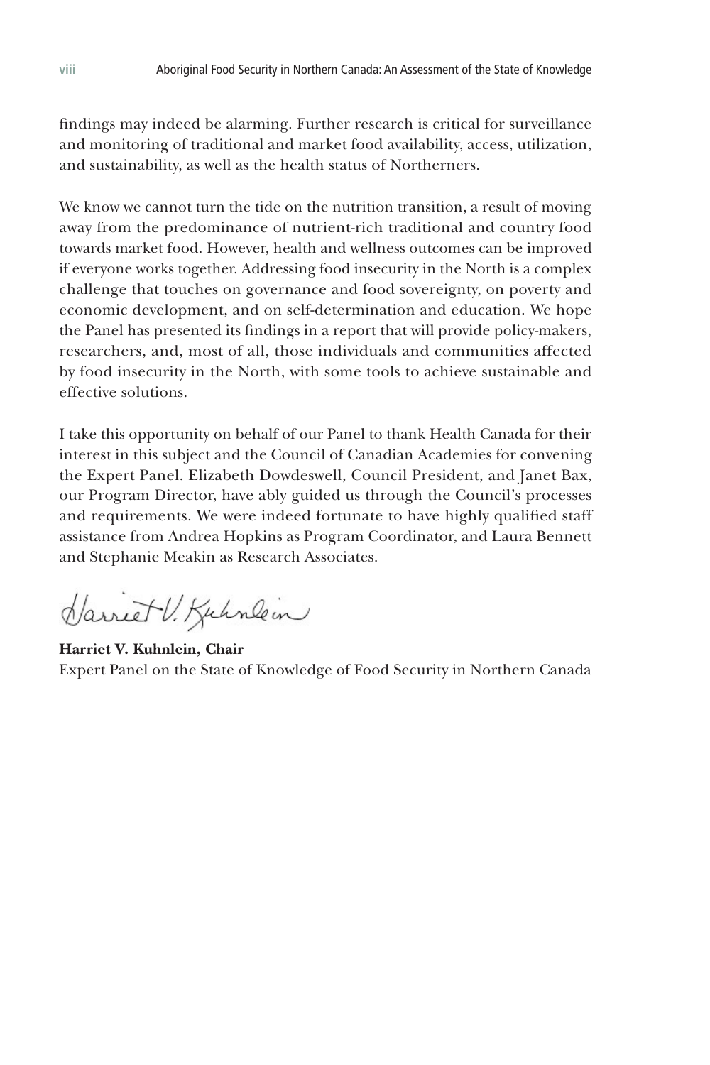findings may indeed be alarming. Further research is critical for surveillance and monitoring of traditional and market food availability, access, utilization, and sustainability, as well as the health status of Northerners.

We know we cannot turn the tide on the nutrition transition, a result of moving away from the predominance of nutrient-rich traditional and country food towards market food. However, health and wellness outcomes can be improved if everyone works together. Addressing food insecurity in the North is a complex challenge that touches on governance and food sovereignty, on poverty and economic development, and on self-determination and education. We hope the Panel has presented its findings in a report that will provide policy-makers, researchers, and, most of all, those individuals and communities affected by food insecurity in the North, with some tools to achieve sustainable and effective solutions.

I take this opportunity on behalf of our Panel to thank Health Canada for their interest in this subject and the Council of Canadian Academies for convening the Expert Panel. Elizabeth Dowdeswell, Council President, and Janet Bax, our Program Director, have ably guided us through the Council's processes and requirements. We were indeed fortunate to have highly qualified staff assistance from Andrea Hopkins as Program Coordinator, and Laura Bennett and Stephanie Meakin as Research Associates.

Harriet V. Kuhnlein

**Harriet V. Kuhnlein, Chair**
Expert Panel on the State of Knowledge of Food Security in Northern Canada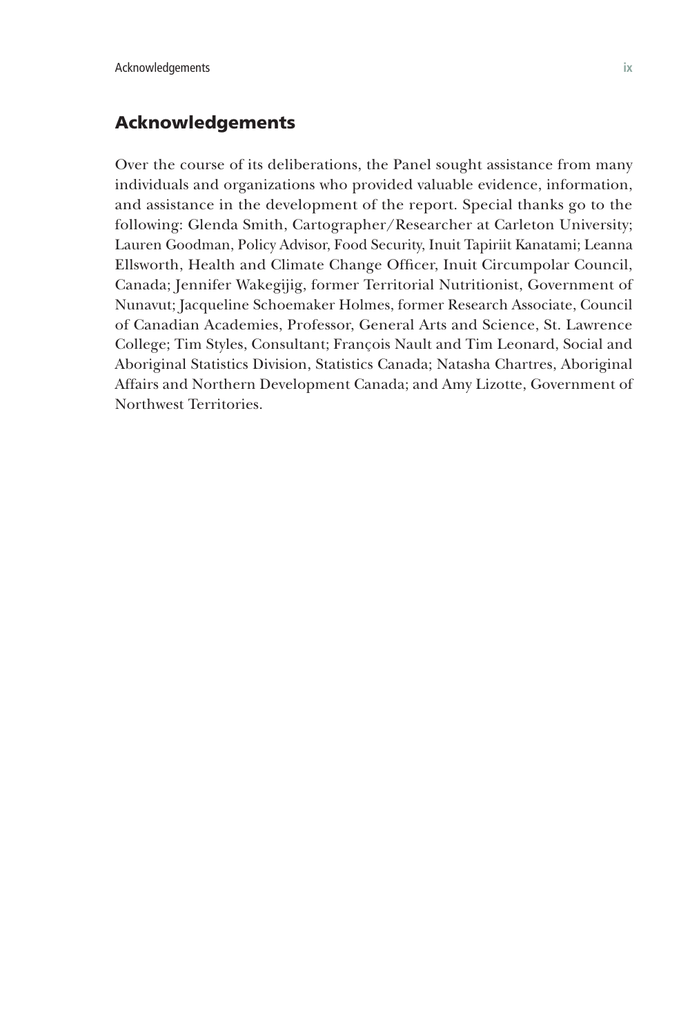## Acknowledgements

Over the course of its deliberations, the Panel sought assistance from many individuals and organizations who provided valuable evidence, information, and assistance in the development of the report. Special thanks go to the following: Glenda Smith, Cartographer/Researcher at Carleton University; Lauren Goodman, Policy Advisor, Food Security, Inuit Tapiriit Kanatami; Leanna Ellsworth, Health and Climate Change Officer, Inuit Circumpolar Council, Canada; Jennifer Wakegijig, former Territorial Nutritionist, Government of Nunavut; Jacqueline Schoemaker Holmes, former Research Associate, Council of Canadian Academies, Professor, General Arts and Science, St. Lawrence College; Tim Styles, Consultant; François Nault and Tim Leonard, Social and Aboriginal Statistics Division, Statistics Canada; Natasha Chartres, Aboriginal Affairs and Northern Development Canada; and Amy Lizotte, Government of Northwest Territories.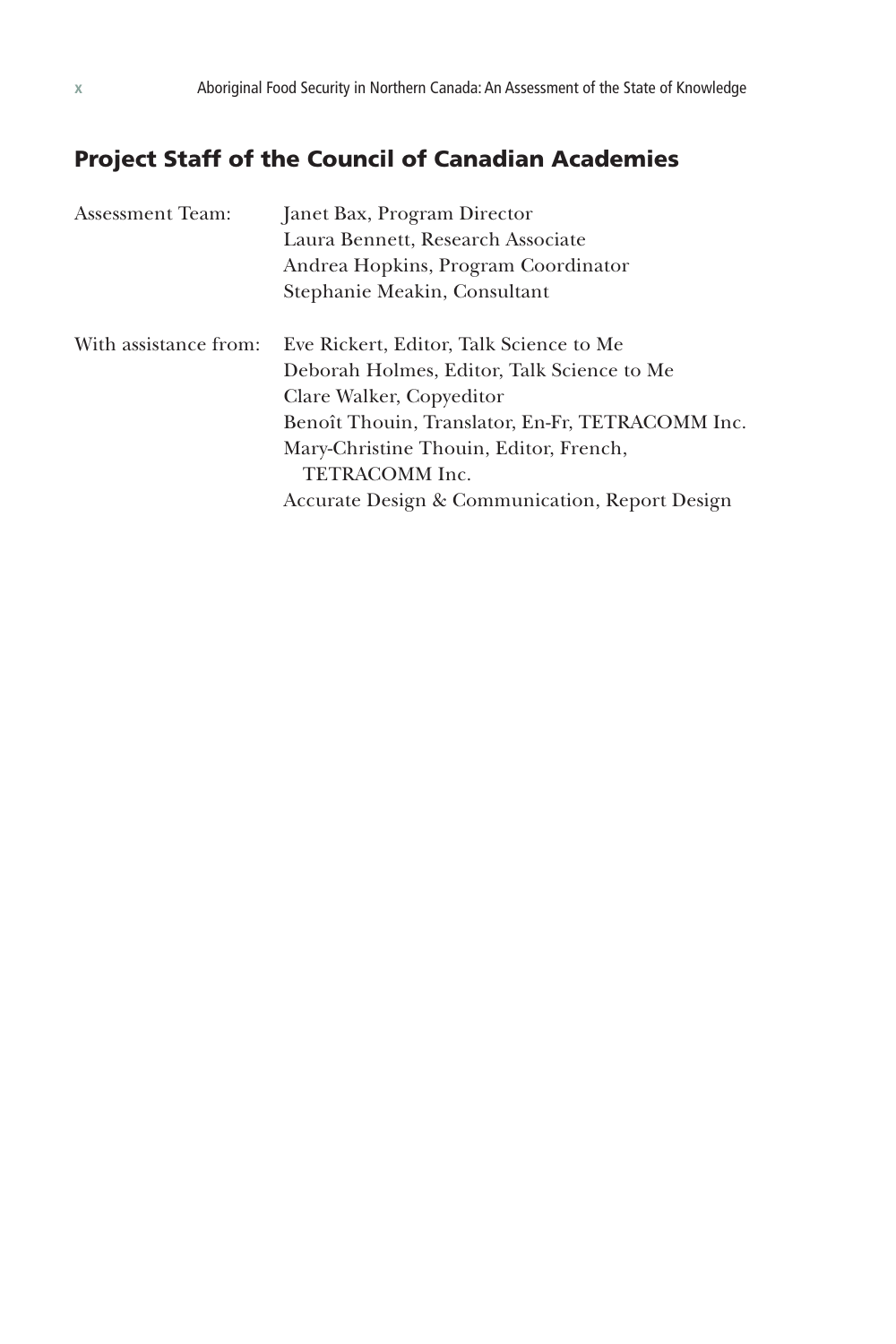## Project Staff of the Council of Canadian Academies

Assessment Team: Janet Bax, Program Director
Laura Bennett, Research Associate
Andrea Hopkins, Program Coordinator
Stephanie Meakin, Consultant

With assistance from: Eve Rickert, Editor, Talk Science to Me
Deborah Holmes, Editor, Talk Science to Me
Clare Walker, Copyeditor
Benoît Thouin, Translator, En-Fr, TETRACOMM Inc.
Mary-Christine Thouin, Editor, French, TETRACOMM Inc.
Accurate Design & Communication, Report Design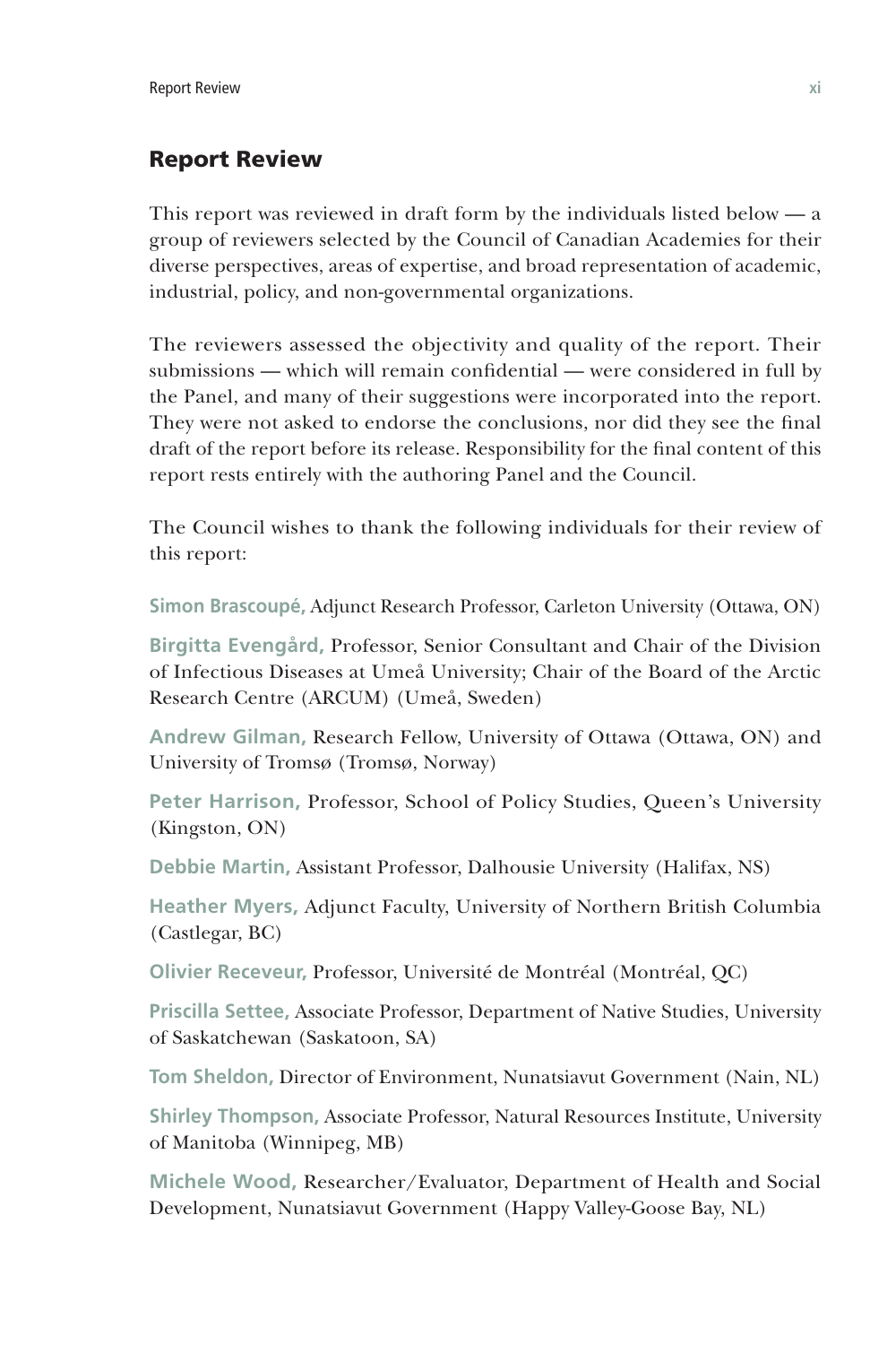## Report Review

This report was reviewed in draft form by the individuals listed below — a group of reviewers selected by the Council of Canadian Academies for their diverse perspectives, areas of expertise, and broad representation of academic, industrial, policy, and non-governmental organizations.

The reviewers assessed the objectivity and quality of the report. Their submissions — which will remain confidential — were considered in full by the Panel, and many of their suggestions were incorporated into the report. They were not asked to endorse the conclusions, nor did they see the final draft of the report before its release. Responsibility for the final content of this report rests entirely with the authoring Panel and the Council.

The Council wishes to thank the following individuals for their review of this report:

**Simon Brascoupé,** Adjunct Research Professor, Carleton University (Ottawa, ON)

**Birgitta Evengård,** Professor, Senior Consultant and Chair of the Division of Infectious Diseases at Umeå University; Chair of the Board of the Arctic Research Centre (ARCUM) (Umeå, Sweden)

**Andrew Gilman,** Research Fellow, University of Ottawa (Ottawa, ON) and University of Tromsø (Tromsø, Norway)

**Peter Harrison,** Professor, School of Policy Studies, Queen's University (Kingston, ON)

**Debbie Martin,** Assistant Professor, Dalhousie University (Halifax, NS)

**Heather Myers,** Adjunct Faculty, University of Northern British Columbia (Castlegar, BC)

**Olivier Receveur,** Professor, Université de Montréal (Montréal, QC)

**Priscilla Settee,** Associate Professor, Department of Native Studies, University of Saskatchewan (Saskatoon, SA)

**Tom Sheldon,** Director of Environment, Nunatsiavut Government (Nain, NL)

**Shirley Thompson,** Associate Professor, Natural Resources Institute, University of Manitoba (Winnipeg, MB)

**Michele Wood,** Researcher/Evaluator, Department of Health and Social Development, Nunatsiavut Government (Happy Valley-Goose Bay, NL)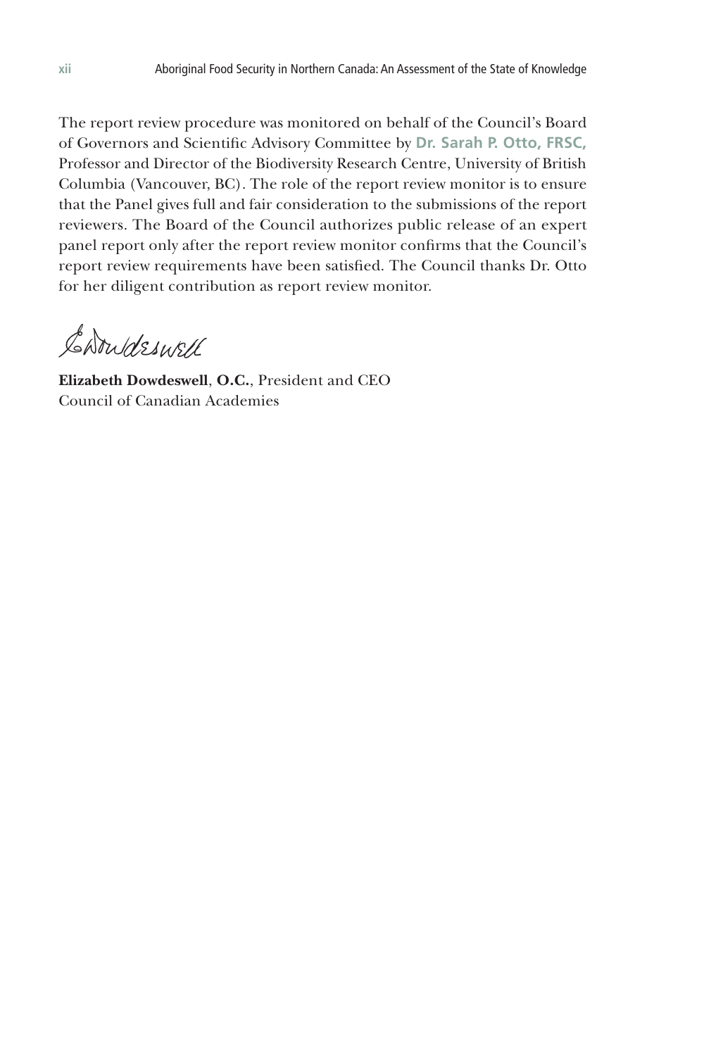The report review procedure was monitored on behalf of the Council's Board of Governors and Scientific Advisory Committee by **Dr. Sarah P. Otto, FRSC,** Professor and Director of the Biodiversity Research Centre, University of British Columbia (Vancouver, BC). The role of the report review monitor is to ensure that the Panel gives full and fair consideration to the submissions of the report reviewers. The Board of the Council authorizes public release of an expert panel report only after the report review monitor confirms that the Council's report review requirements have been satisfied. The Council thanks Dr. Otto for her diligent contribution as report review monitor.

**Elizabeth Dowdeswell**, **O.C.**, President and CEO
Council of Canadian Academies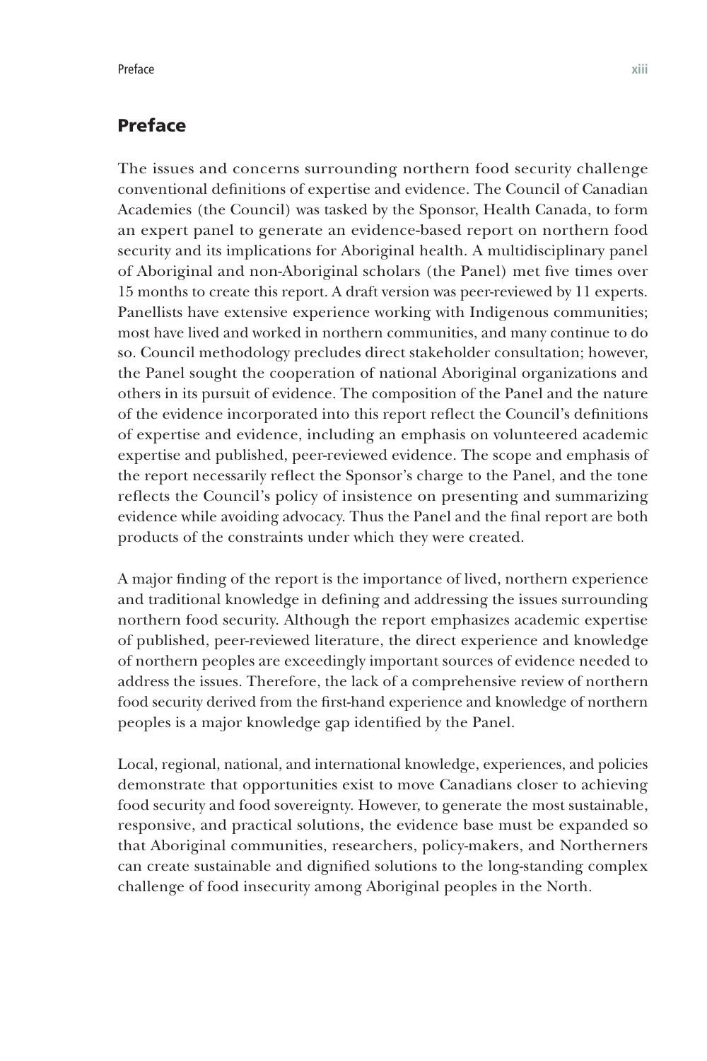## Preface

The issues and concerns surrounding northern food security challenge conventional definitions of expertise and evidence. The Council of Canadian Academies (the Council) was tasked by the Sponsor, Health Canada, to form an expert panel to generate an evidence-based report on northern food security and its implications for Aboriginal health. A multidisciplinary panel of Aboriginal and non-Aboriginal scholars (the Panel) met five times over 15 months to create this report. A draft version was peer-reviewed by 11 experts. Panellists have extensive experience working with Indigenous communities; most have lived and worked in northern communities, and many continue to do so. Council methodology precludes direct stakeholder consultation; however, the Panel sought the cooperation of national Aboriginal organizations and others in its pursuit of evidence. The composition of the Panel and the nature of the evidence incorporated into this report reflect the Council's definitions of expertise and evidence, including an emphasis on volunteered academic expertise and published, peer-reviewed evidence. The scope and emphasis of the report necessarily reflect the Sponsor's charge to the Panel, and the tone reflects the Council's policy of insistence on presenting and summarizing evidence while avoiding advocacy. Thus the Panel and the final report are both products of the constraints under which they were created.

A major finding of the report is the importance of lived, northern experience and traditional knowledge in defining and addressing the issues surrounding northern food security. Although the report emphasizes academic expertise of published, peer-reviewed literature, the direct experience and knowledge of northern peoples are exceedingly important sources of evidence needed to address the issues. Therefore, the lack of a comprehensive review of northern food security derived from the first-hand experience and knowledge of northern peoples is a major knowledge gap identified by the Panel.

Local, regional, national, and international knowledge, experiences, and policies demonstrate that opportunities exist to move Canadians closer to achieving food security and food sovereignty. However, to generate the most sustainable, responsive, and practical solutions, the evidence base must be expanded so that Aboriginal communities, researchers, policy-makers, and Northerners can create sustainable and dignified solutions to the long-standing complex challenge of food insecurity among Aboriginal peoples in the North.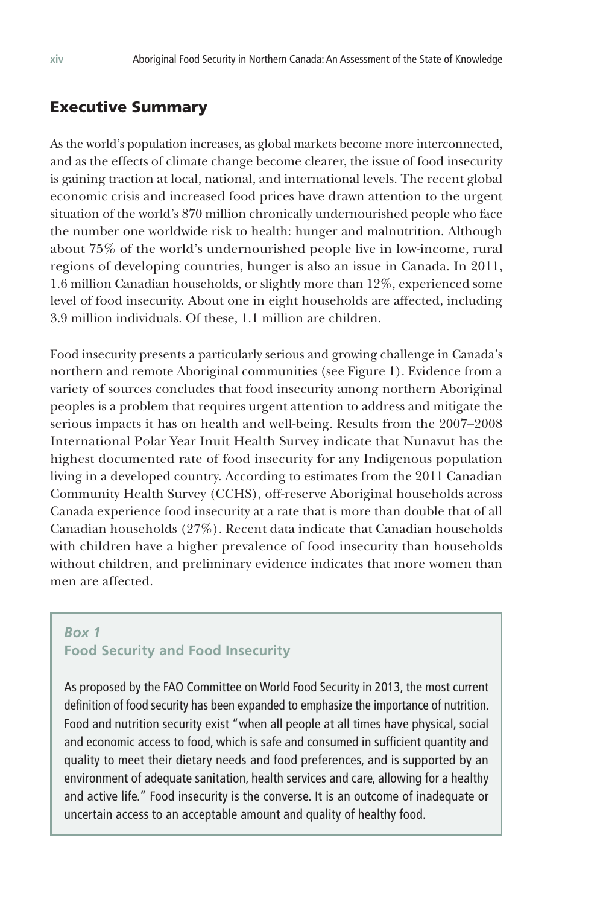## Executive Summary

As the world's population increases, as global markets become more interconnected, and as the effects of climate change become clearer, the issue of food insecurity is gaining traction at local, national, and international levels. The recent global economic crisis and increased food prices have drawn attention to the urgent situation of the world's 870 million chronically undernourished people who face the number one worldwide risk to health: hunger and malnutrition. Although about 75% of the world's undernourished people live in low-income, rural regions of developing countries, hunger is also an issue in Canada. In 2011, 1.6 million Canadian households, or slightly more than 12%, experienced some level of food insecurity. About one in eight households are affected, including 3.9 million individuals. Of these, 1.1 million are children.

Food insecurity presents a particularly serious and growing challenge in Canada's northern and remote Aboriginal communities (see Figure 1). Evidence from a variety of sources concludes that food insecurity among northern Aboriginal peoples is a problem that requires urgent attention to address and mitigate the serious impacts it has on health and well-being. Results from the 2007–2008 International Polar Year Inuit Health Survey indicate that Nunavut has the highest documented rate of food insecurity for any Indigenous population living in a developed country. According to estimates from the 2011 Canadian Community Health Survey (CCHS), off-reserve Aboriginal households across Canada experience food insecurity at a rate that is more than double that of all Canadian households (27%). Recent data indicate that Canadian households with children have a higher prevalence of food insecurity than households without children, and preliminary evidence indicates that more women than men are affected.

> ***Box 1***
> **Food Security and Food Insecurity**
>
> As proposed by the FAO Committee on World Food Security in 2013, the most current definition of food security has been expanded to emphasize the importance of nutrition. Food and nutrition security exist "when all people at all times have physical, social and economic access to food, which is safe and consumed in sufficient quantity and quality to meet their dietary needs and food preferences, and is supported by an environment of adequate sanitation, health services and care, allowing for a healthy and active life." Food insecurity is the converse. It is an outcome of inadequate or uncertain access to an acceptable amount and quality of healthy food.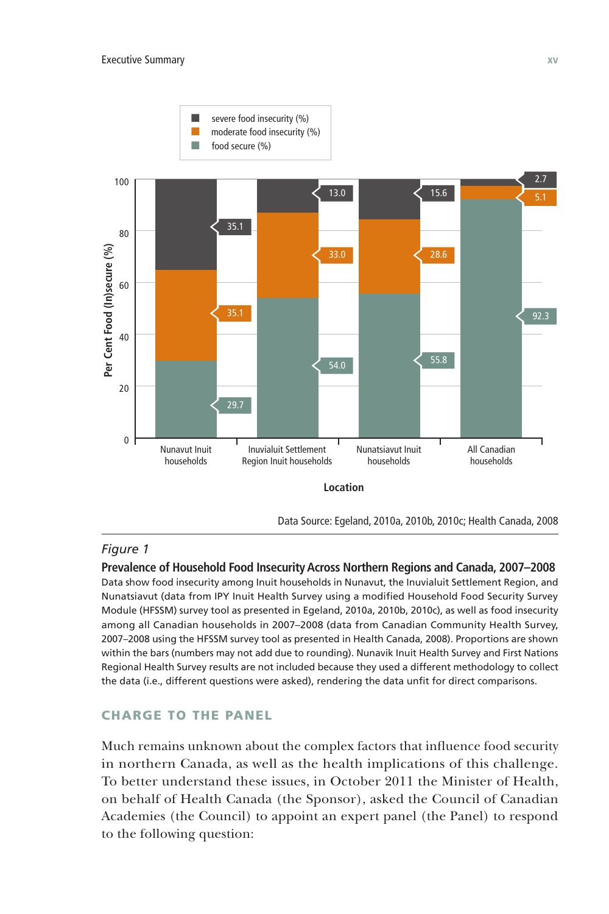| Location | severe food insecurity (%) | moderate food insecurity (%) | food secure (%) |
| --- | --- | --- | --- |
| Nunavut Inuit households | 35.1 | 35.1 | 29.7 |
| Inuvialuit Settlement Region Inuit households | 13.0 | 33.0 | 54.0 |
| Nunatsiavut Inuit households | 15.6 | 28.6 | 55.8 |
| All Canadian households | 2.7 | 5.1 | 92.3 |

Data Source: Egeland, 2010a, 2010b, 2010c; Health Canada, 2008

*Figure 1*

**Prevalence of Household Food Insecurity Across Northern Regions and Canada, 2007–2008**

Data show food insecurity among Inuit households in Nunavut, the Inuvialuit Settlement Region, and Nunatsiavut (data from IPY Inuit Health Survey using a modified Household Food Security Survey Module (HFSSM) survey tool as presented in Egeland, 2010a, 2010b, 2010c), as well as food insecurity among all Canadian households in 2007–2008 (data from Canadian Community Health Survey, 2007–2008 using the HFSSM survey tool as presented in Health Canada, 2008). Proportions are shown within the bars (numbers may not add due to rounding). Nunavik Inuit Health Survey and First Nations Regional Health Survey results are not included because they used a different methodology to collect the data (i.e., different questions were asked), rendering the data unfit for direct comparisons.

## CHARGE TO THE PANEL

Much remains unknown about the complex factors that influence food security in northern Canada, as well as the health implications of this challenge. To better understand these issues, in October 2011 the Minister of Health, on behalf of Health Canada (the Sponsor), asked the Council of Canadian Academies (the Council) to appoint an expert panel (the Panel) to respond to the following question: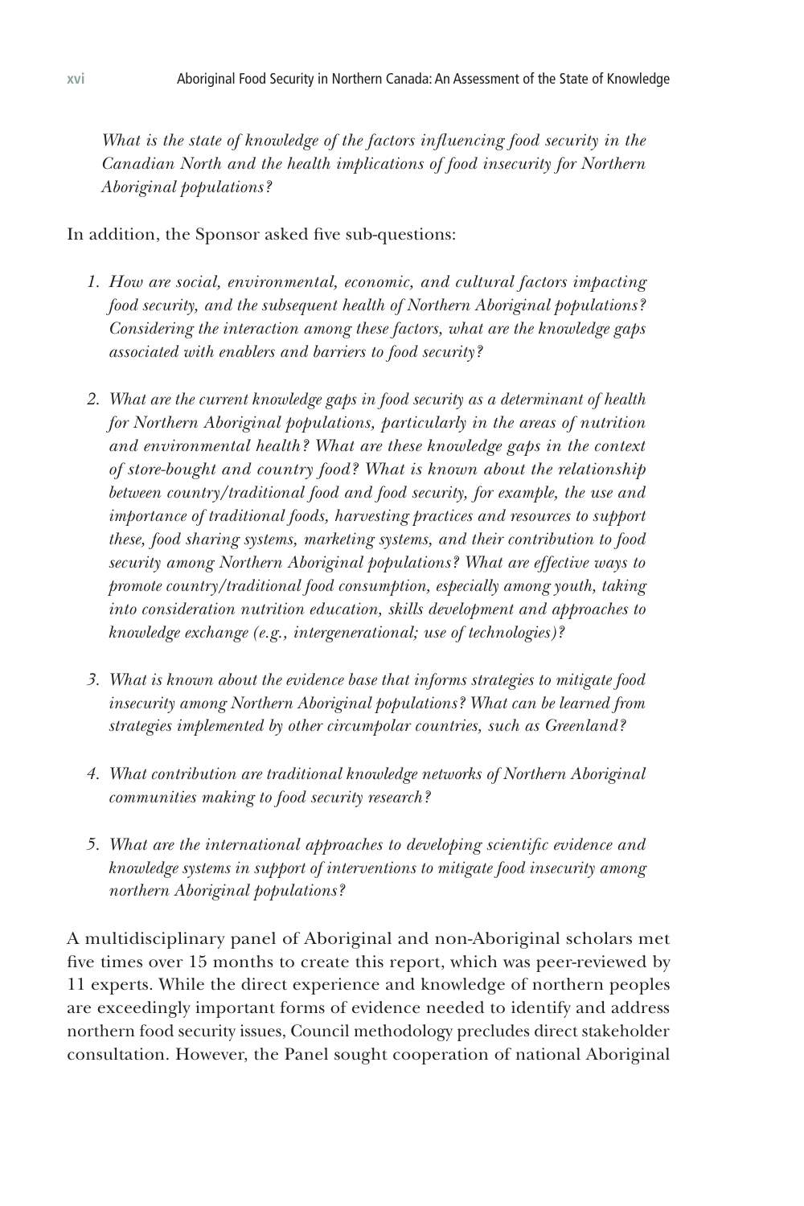*What is the state of knowledge of the factors influencing food security in the Canadian North and the health implications of food insecurity for Northern Aboriginal populations?*

In addition, the Sponsor asked five sub-questions:

1. *How are social, environmental, economic, and cultural factors impacting food security, and the subsequent health of Northern Aboriginal populations? Considering the interaction among these factors, what are the knowledge gaps associated with enablers and barriers to food security?*

2. *What are the current knowledge gaps in food security as a determinant of health for Northern Aboriginal populations, particularly in the areas of nutrition and environmental health? What are these knowledge gaps in the context of store-bought and country food? What is known about the relationship between country/traditional food and food security, for example, the use and importance of traditional foods, harvesting practices and resources to support these, food sharing systems, marketing systems, and their contribution to food security among Northern Aboriginal populations? What are effective ways to promote country/traditional food consumption, especially among youth, taking into consideration nutrition education, skills development and approaches to knowledge exchange (e.g., intergenerational; use of technologies)?*

3. *What is known about the evidence base that informs strategies to mitigate food insecurity among Northern Aboriginal populations? What can be learned from strategies implemented by other circumpolar countries, such as Greenland?*

4. *What contribution are traditional knowledge networks of Northern Aboriginal communities making to food security research?*

5. *What are the international approaches to developing scientific evidence and knowledge systems in support of interventions to mitigate food insecurity among northern Aboriginal populations?*

A multidisciplinary panel of Aboriginal and non-Aboriginal scholars met five times over 15 months to create this report, which was peer-reviewed by 11 experts. While the direct experience and knowledge of northern peoples are exceedingly important forms of evidence needed to identify and address northern food security issues, Council methodology precludes direct stakeholder consultation. However, the Panel sought cooperation of national Aboriginal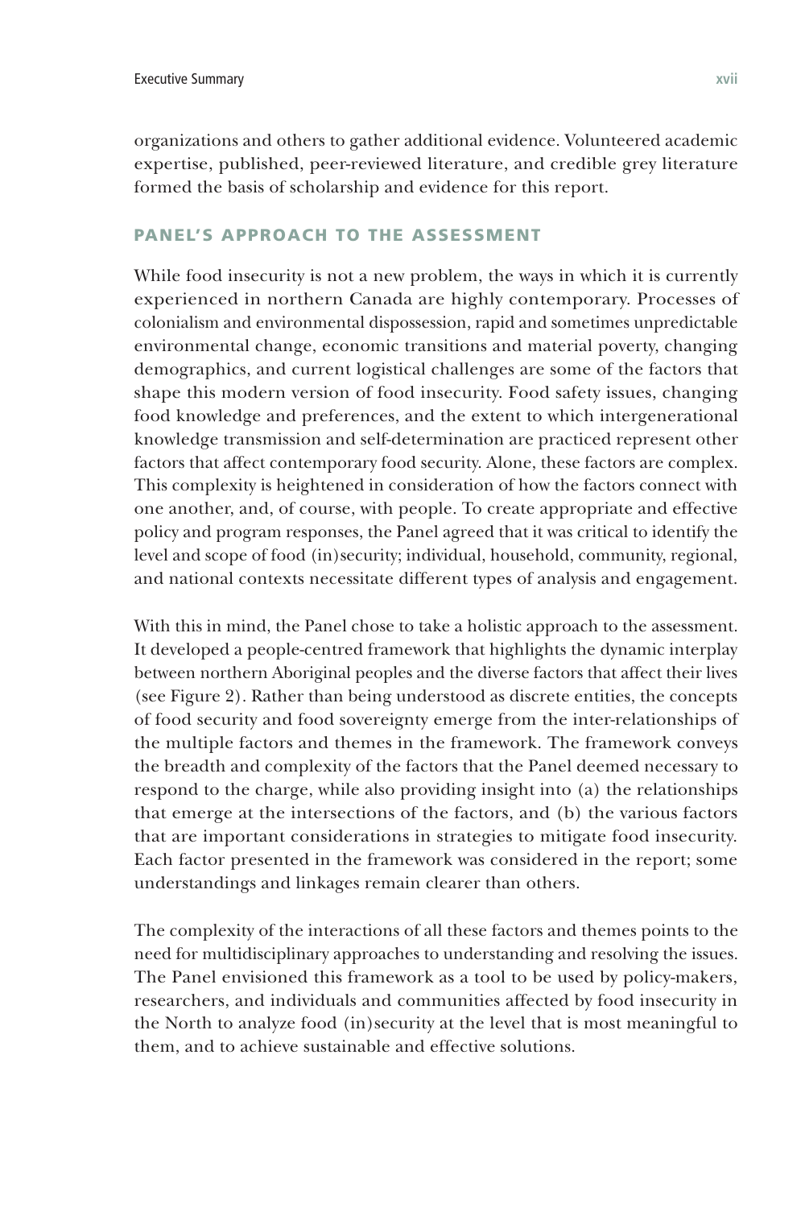organizations and others to gather additional evidence. Volunteered academic expertise, published, peer-reviewed literature, and credible grey literature formed the basis of scholarship and evidence for this report.

## PANEL'S APPROACH TO THE ASSESSMENT

While food insecurity is not a new problem, the ways in which it is currently experienced in northern Canada are highly contemporary. Processes of colonialism and environmental dispossession, rapid and sometimes unpredictable environmental change, economic transitions and material poverty, changing demographics, and current logistical challenges are some of the factors that shape this modern version of food insecurity. Food safety issues, changing food knowledge and preferences, and the extent to which intergenerational knowledge transmission and self-determination are practiced represent other factors that affect contemporary food security. Alone, these factors are complex. This complexity is heightened in consideration of how the factors connect with one another, and, of course, with people. To create appropriate and effective policy and program responses, the Panel agreed that it was critical to identify the level and scope of food (in)security; individual, household, community, regional, and national contexts necessitate different types of analysis and engagement.

With this in mind, the Panel chose to take a holistic approach to the assessment. It developed a people-centred framework that highlights the dynamic interplay between northern Aboriginal peoples and the diverse factors that affect their lives (see Figure 2). Rather than being understood as discrete entities, the concepts of food security and food sovereignty emerge from the inter-relationships of the multiple factors and themes in the framework. The framework conveys the breadth and complexity of the factors that the Panel deemed necessary to respond to the charge, while also providing insight into (a) the relationships that emerge at the intersections of the factors, and (b) the various factors that are important considerations in strategies to mitigate food insecurity. Each factor presented in the framework was considered in the report; some understandings and linkages remain clearer than others.

The complexity of the interactions of all these factors and themes points to the need for multidisciplinary approaches to understanding and resolving the issues. The Panel envisioned this framework as a tool to be used by policy-makers, researchers, and individuals and communities affected by food insecurity in the North to analyze food (in)security at the level that is most meaningful to them, and to achieve sustainable and effective solutions.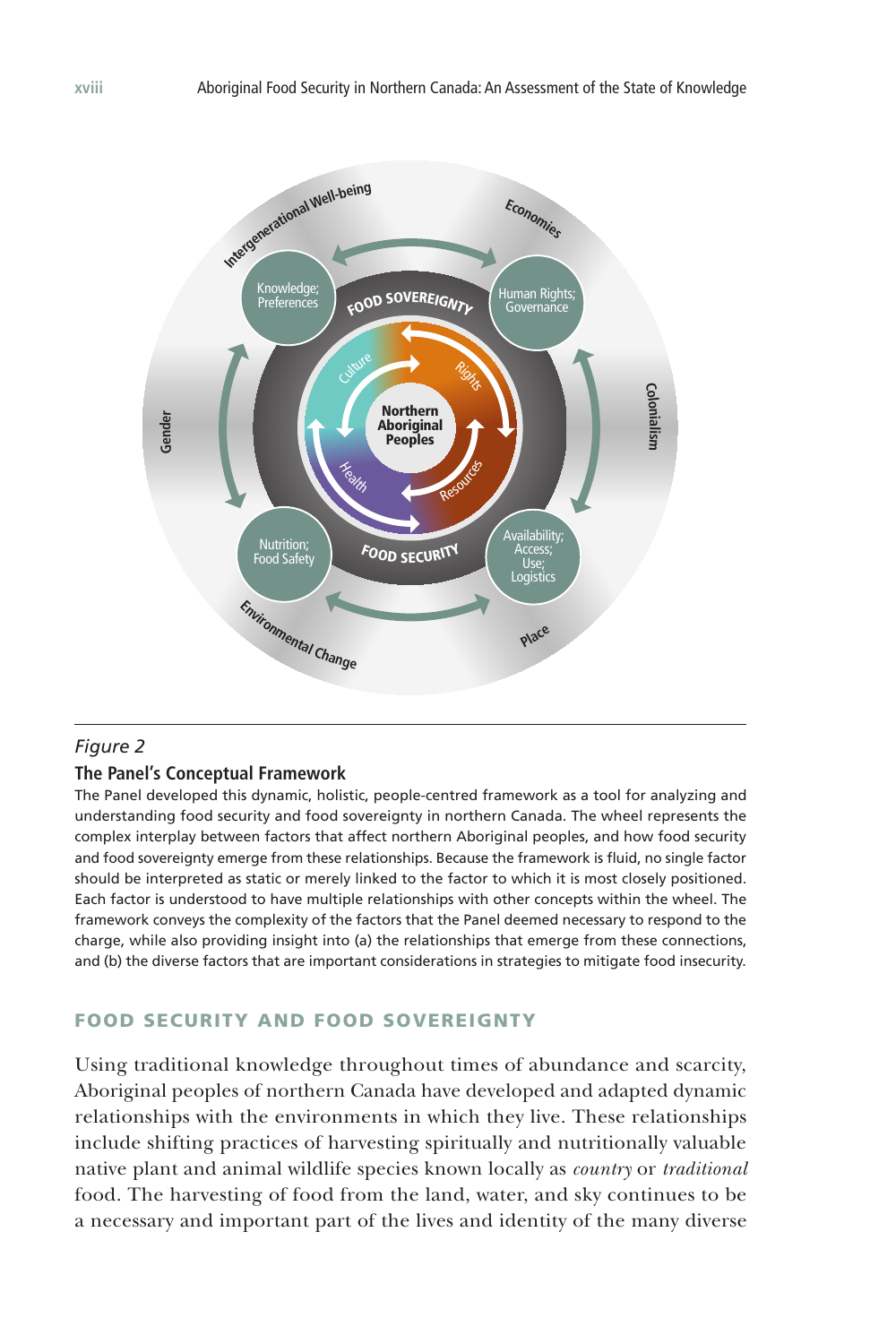*Figure 2*

**The Panel's Conceptual Framework**

The Panel developed this dynamic, holistic, people-centred framework as a tool for analyzing and understanding food security and food sovereignty in northern Canada. The wheel represents the complex interplay between factors that affect northern Aboriginal peoples, and how food security and food sovereignty emerge from these relationships. Because the framework is fluid, no single factor should be interpreted as static or merely linked to the factor to which it is most closely positioned. Each factor is understood to have multiple relationships with other concepts within the wheel. The framework conveys the complexity of the factors that the Panel deemed necessary to respond to the charge, while also providing insight into (a) the relationships that emerge from these connections, and (b) the diverse factors that are important considerations in strategies to mitigate food insecurity.

## FOOD SECURITY AND FOOD SOVEREIGNTY

Using traditional knowledge throughout times of abundance and scarcity, Aboriginal peoples of northern Canada have developed and adapted dynamic relationships with the environments in which they live. These relationships include shifting practices of harvesting spiritually and nutritionally valuable native plant and animal wildlife species known locally as *country* or *traditional* food. The harvesting of food from the land, water, and sky continues to be a necessary and important part of the lives and identity of the many diverse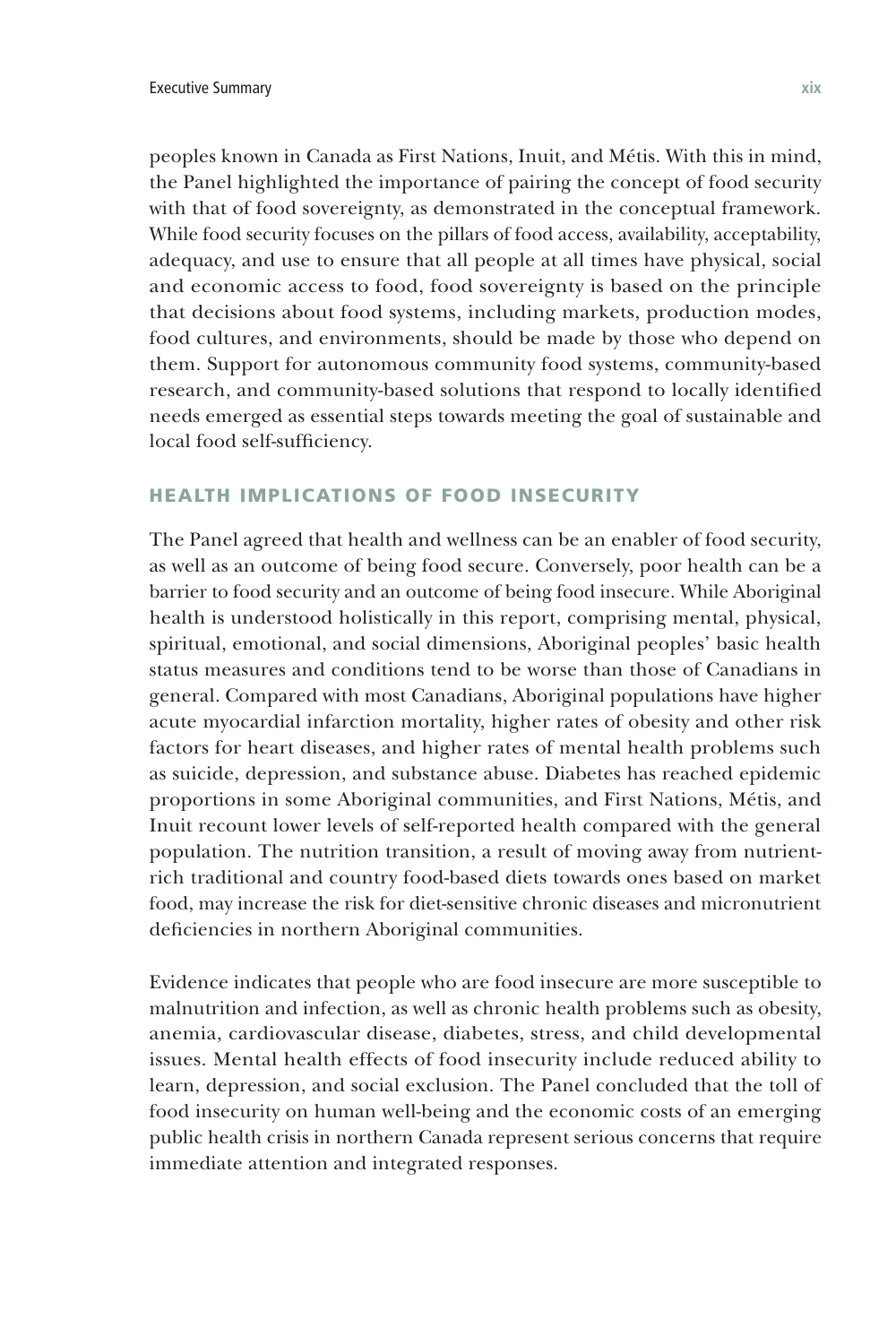peoples known in Canada as First Nations, Inuit, and Métis. With this in mind, the Panel highlighted the importance of pairing the concept of food security with that of food sovereignty, as demonstrated in the conceptual framework. While food security focuses on the pillars of food access, availability, acceptability, adequacy, and use to ensure that all people at all times have physical, social and economic access to food, food sovereignty is based on the principle that decisions about food systems, including markets, production modes, food cultures, and environments, should be made by those who depend on them. Support for autonomous community food systems, community-based research, and community-based solutions that respond to locally identified needs emerged as essential steps towards meeting the goal of sustainable and local food self-sufficiency.

## HEALTH IMPLICATIONS OF FOOD INSECURITY

The Panel agreed that health and wellness can be an enabler of food security, as well as an outcome of being food secure. Conversely, poor health can be a barrier to food security and an outcome of being food insecure. While Aboriginal health is understood holistically in this report, comprising mental, physical, spiritual, emotional, and social dimensions, Aboriginal peoples' basic health status measures and conditions tend to be worse than those of Canadians in general. Compared with most Canadians, Aboriginal populations have higher acute myocardial infarction mortality, higher rates of obesity and other risk factors for heart diseases, and higher rates of mental health problems such as suicide, depression, and substance abuse. Diabetes has reached epidemic proportions in some Aboriginal communities, and First Nations, Métis, and Inuit recount lower levels of self-reported health compared with the general population. The nutrition transition, a result of moving away from nutrient-rich traditional and country food-based diets towards ones based on market food, may increase the risk for diet-sensitive chronic diseases and micronutrient deficiencies in northern Aboriginal communities.

Evidence indicates that people who are food insecure are more susceptible to malnutrition and infection, as well as chronic health problems such as obesity, anemia, cardiovascular disease, diabetes, stress, and child developmental issues. Mental health effects of food insecurity include reduced ability to learn, depression, and social exclusion. The Panel concluded that the toll of food insecurity on human well-being and the economic costs of an emerging public health crisis in northern Canada represent serious concerns that require immediate attention and integrated responses.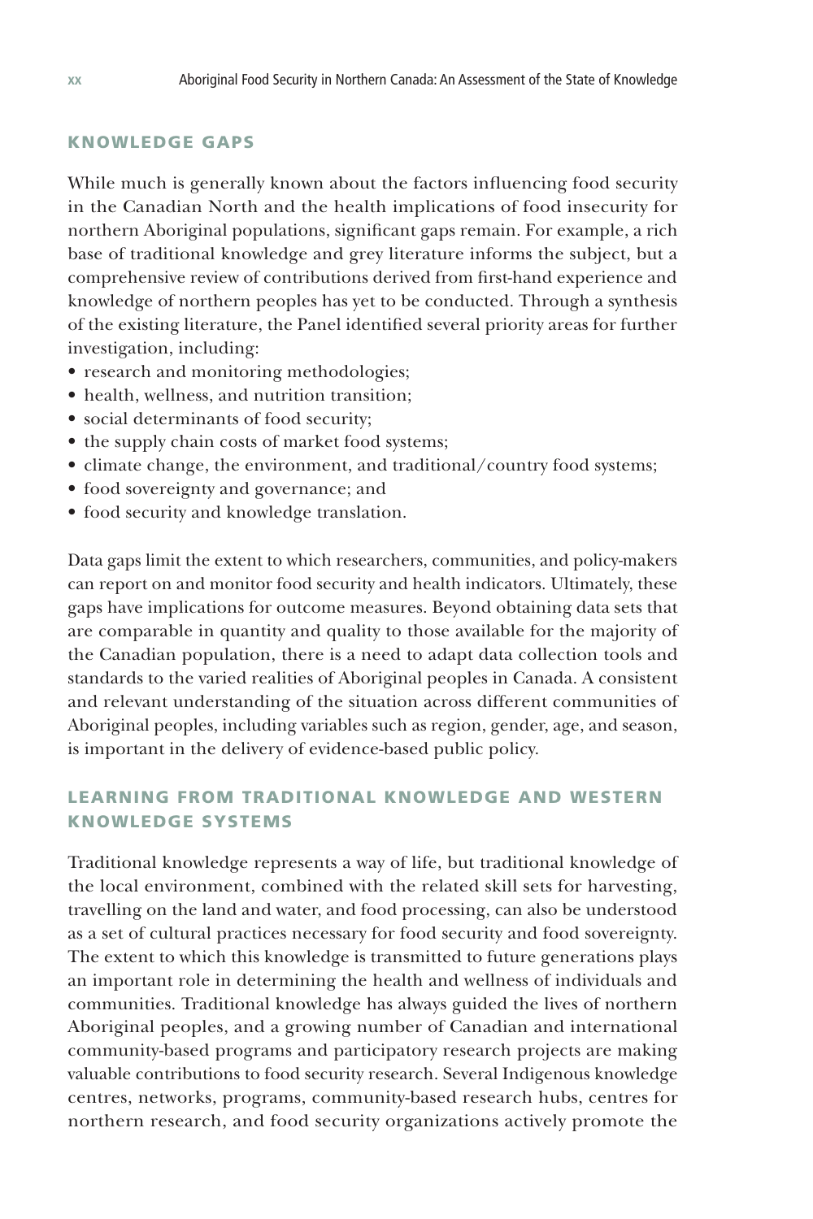## KNOWLEDGE GAPS

While much is generally known about the factors influencing food security in the Canadian North and the health implications of food insecurity for northern Aboriginal populations, significant gaps remain. For example, a rich base of traditional knowledge and grey literature informs the subject, but a comprehensive review of contributions derived from first-hand experience and knowledge of northern peoples has yet to be conducted. Through a synthesis of the existing literature, the Panel identified several priority areas for further investigation, including:

- research and monitoring methodologies;
- health, wellness, and nutrition transition;
- social determinants of food security;
- the supply chain costs of market food systems;
- climate change, the environment, and traditional/country food systems;
- food sovereignty and governance; and
- food security and knowledge translation.

Data gaps limit the extent to which researchers, communities, and policy-makers can report on and monitor food security and health indicators. Ultimately, these gaps have implications for outcome measures. Beyond obtaining data sets that are comparable in quantity and quality to those available for the majority of the Canadian population, there is a need to adapt data collection tools and standards to the varied realities of Aboriginal peoples in Canada. A consistent and relevant understanding of the situation across different communities of Aboriginal peoples, including variables such as region, gender, age, and season, is important in the delivery of evidence-based public policy.

## LEARNING FROM TRADITIONAL KNOWLEDGE AND WESTERN KNOWLEDGE SYSTEMS

Traditional knowledge represents a way of life, but traditional knowledge of the local environment, combined with the related skill sets for harvesting, travelling on the land and water, and food processing, can also be understood as a set of cultural practices necessary for food security and food sovereignty. The extent to which this knowledge is transmitted to future generations plays an important role in determining the health and wellness of individuals and communities. Traditional knowledge has always guided the lives of northern Aboriginal peoples, and a growing number of Canadian and international community-based programs and participatory research projects are making valuable contributions to food security research. Several Indigenous knowledge centres, networks, programs, community-based research hubs, centres for northern research, and food security organizations actively promote the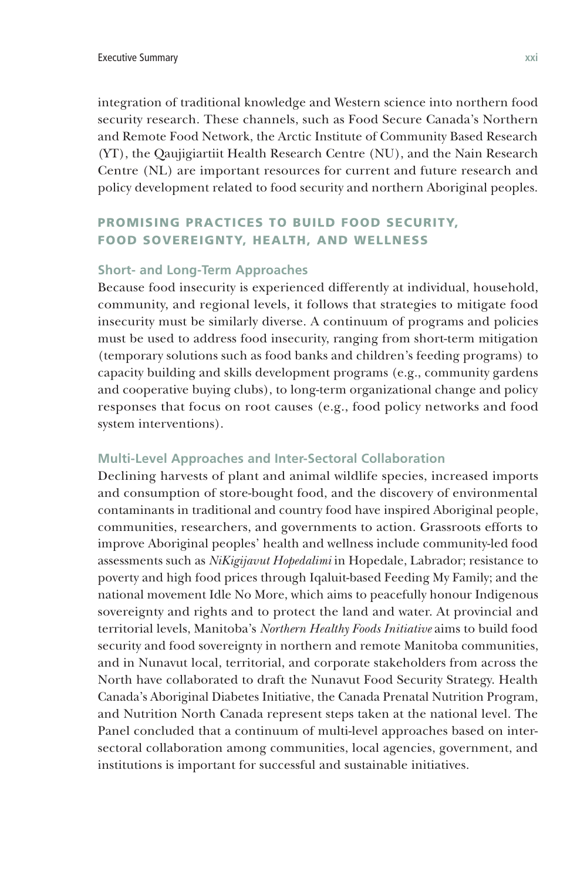integration of traditional knowledge and Western science into northern food security research. These channels, such as Food Secure Canada's Northern and Remote Food Network, the Arctic Institute of Community Based Research (YT), the Qaujigiartiit Health Research Centre (NU), and the Nain Research Centre (NL) are important resources for current and future research and policy development related to food security and northern Aboriginal peoples.

## PROMISING PRACTICES TO BUILD FOOD SECURITY, FOOD SOVEREIGNTY, HEALTH, AND WELLNESS

### Short- and Long-Term Approaches

Because food insecurity is experienced differently at individual, household, community, and regional levels, it follows that strategies to mitigate food insecurity must be similarly diverse. A continuum of programs and policies must be used to address food insecurity, ranging from short-term mitigation (temporary solutions such as food banks and children's feeding programs) to capacity building and skills development programs (e.g., community gardens and cooperative buying clubs), to long-term organizational change and policy responses that focus on root causes (e.g., food policy networks and food system interventions).

### Multi-Level Approaches and Inter-Sectoral Collaboration

Declining harvests of plant and animal wildlife species, increased imports and consumption of store-bought food, and the discovery of environmental contaminants in traditional and country food have inspired Aboriginal people, communities, researchers, and governments to action. Grassroots efforts to improve Aboriginal peoples' health and wellness include community-led food assessments such as *NiKigijavut Hopedalimi* in Hopedale, Labrador; resistance to poverty and high food prices through Iqaluit-based Feeding My Family; and the national movement Idle No More, which aims to peacefully honour Indigenous sovereignty and rights and to protect the land and water. At provincial and territorial levels, Manitoba's *Northern Healthy Foods Initiative* aims to build food security and food sovereignty in northern and remote Manitoba communities, and in Nunavut local, territorial, and corporate stakeholders from across the North have collaborated to draft the Nunavut Food Security Strategy. Health Canada's Aboriginal Diabetes Initiative, the Canada Prenatal Nutrition Program, and Nutrition North Canada represent steps taken at the national level. The Panel concluded that a continuum of multi-level approaches based on inter-sectoral collaboration among communities, local agencies, government, and institutions is important for successful and sustainable initiatives.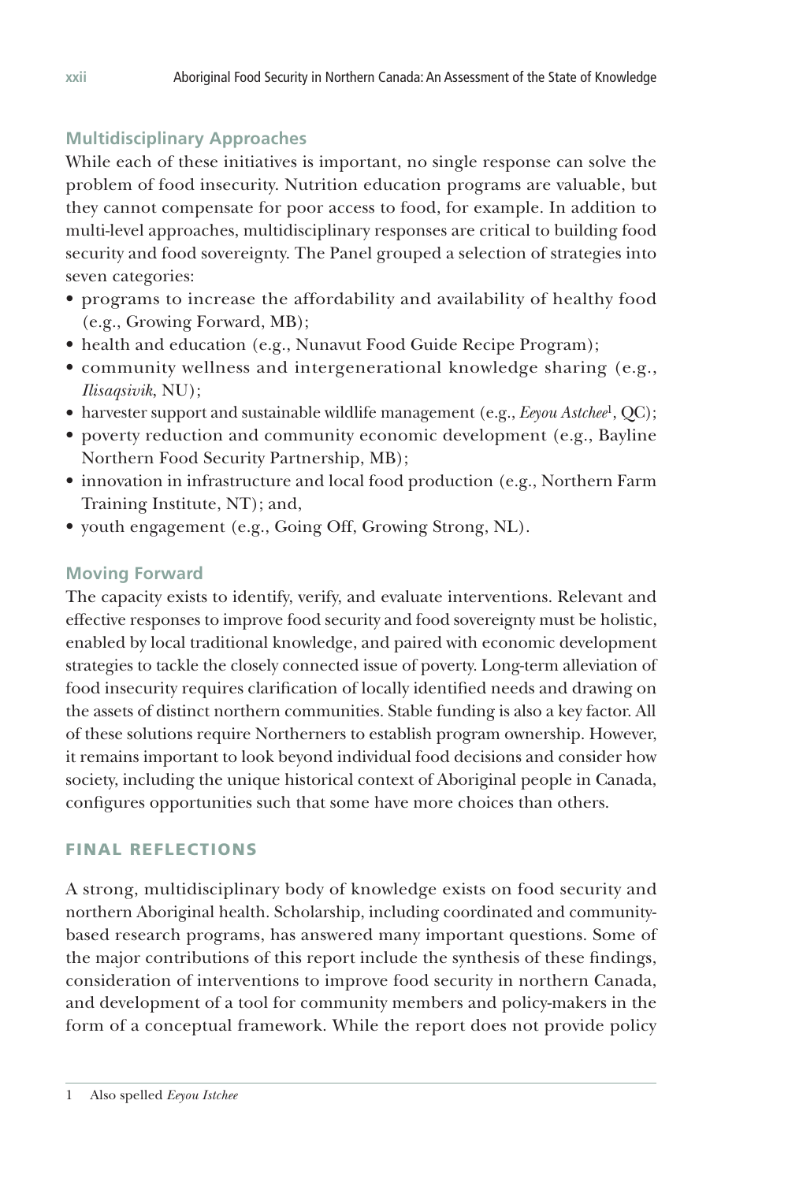### Multidisciplinary Approaches

While each of these initiatives is important, no single response can solve the problem of food insecurity. Nutrition education programs are valuable, but they cannot compensate for poor access to food, for example. In addition to multi-level approaches, multidisciplinary responses are critical to building food security and food sovereignty. The Panel grouped a selection of strategies into seven categories:

- programs to increase the affordability and availability of healthy food (e.g., Growing Forward, MB);
- health and education (e.g., Nunavut Food Guide Recipe Program);
- community wellness and intergenerational knowledge sharing (e.g., *Ilisaqsivik*, NU);
- harvester support and sustainable wildlife management (e.g., *Eeyou Astchee*[1], QC);
- poverty reduction and community economic development (e.g., Bayline Northern Food Security Partnership, MB);
- innovation in infrastructure and local food production (e.g., Northern Farm Training Institute, NT); and,
- youth engagement (e.g., Going Off, Growing Strong, NL).

### Moving Forward

The capacity exists to identify, verify, and evaluate interventions. Relevant and effective responses to improve food security and food sovereignty must be holistic, enabled by local traditional knowledge, and paired with economic development strategies to tackle the closely connected issue of poverty. Long-term alleviation of food insecurity requires clarification of locally identified needs and drawing on the assets of distinct northern communities. Stable funding is also a key factor. All of these solutions require Northerners to establish program ownership. However, it remains important to look beyond individual food decisions and consider how society, including the unique historical context of Aboriginal people in Canada, configures opportunities such that some have more choices than others.

## FINAL REFLECTIONS

A strong, multidisciplinary body of knowledge exists on food security and northern Aboriginal health. Scholarship, including coordinated and community-based research programs, has answered many important questions. Some of the major contributions of this report include the synthesis of these findings, consideration of interventions to improve food security in northern Canada, and development of a tool for community members and policy-makers in the form of a conceptual framework. While the report does not provide policy

---

1 Also spelled *Eeyou Istchee*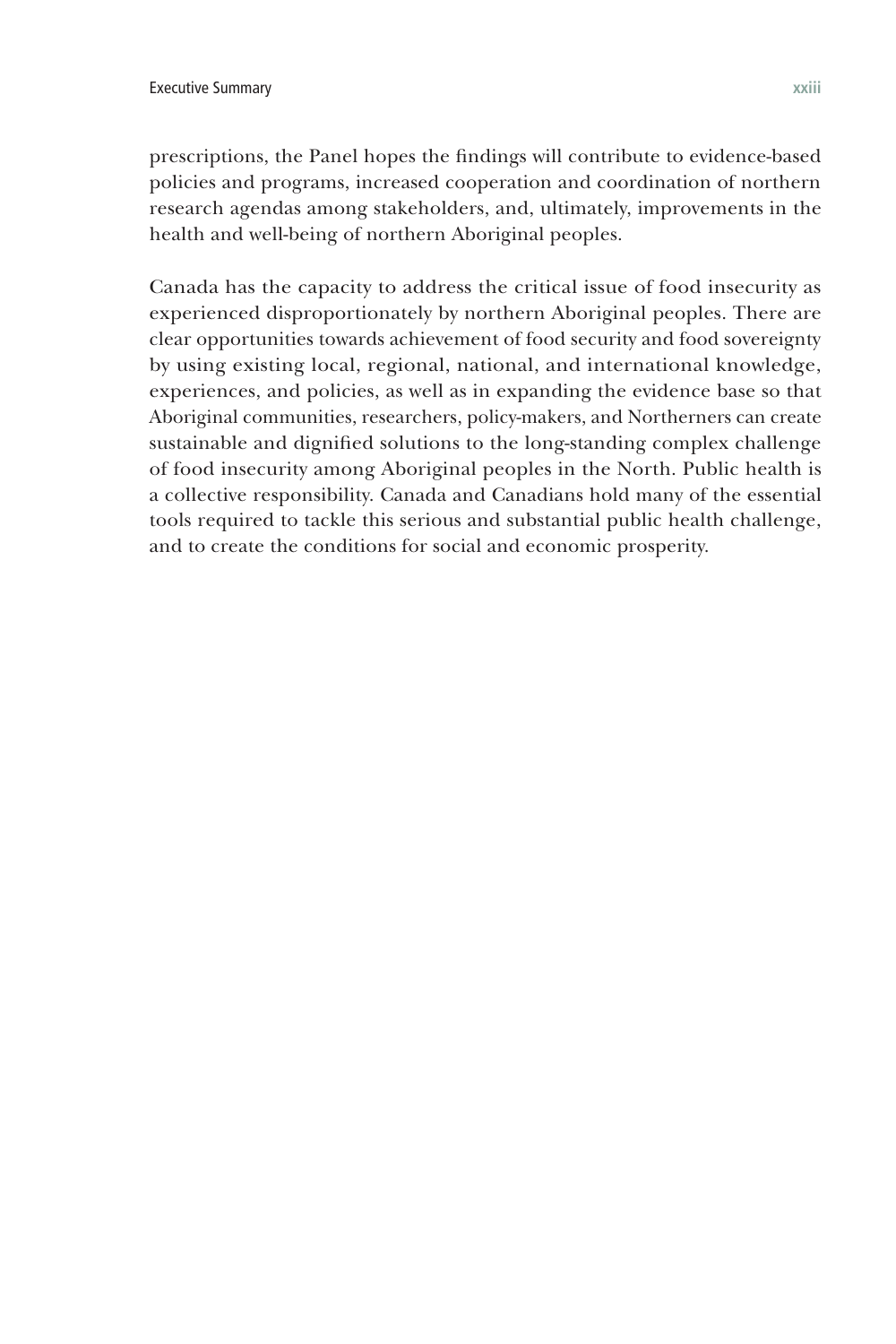prescriptions, the Panel hopes the findings will contribute to evidence-based policies and programs, increased cooperation and coordination of northern research agendas among stakeholders, and, ultimately, improvements in the health and well-being of northern Aboriginal peoples.

Canada has the capacity to address the critical issue of food insecurity as experienced disproportionately by northern Aboriginal peoples. There are clear opportunities towards achievement of food security and food sovereignty by using existing local, regional, national, and international knowledge, experiences, and policies, as well as in expanding the evidence base so that Aboriginal communities, researchers, policy-makers, and Northerners can create sustainable and dignified solutions to the long-standing complex challenge of food insecurity among Aboriginal peoples in the North. Public health is a collective responsibility. Canada and Canadians hold many of the essential tools required to tackle this serious and substantial public health challenge, and to create the conditions for social and economic prosperity.